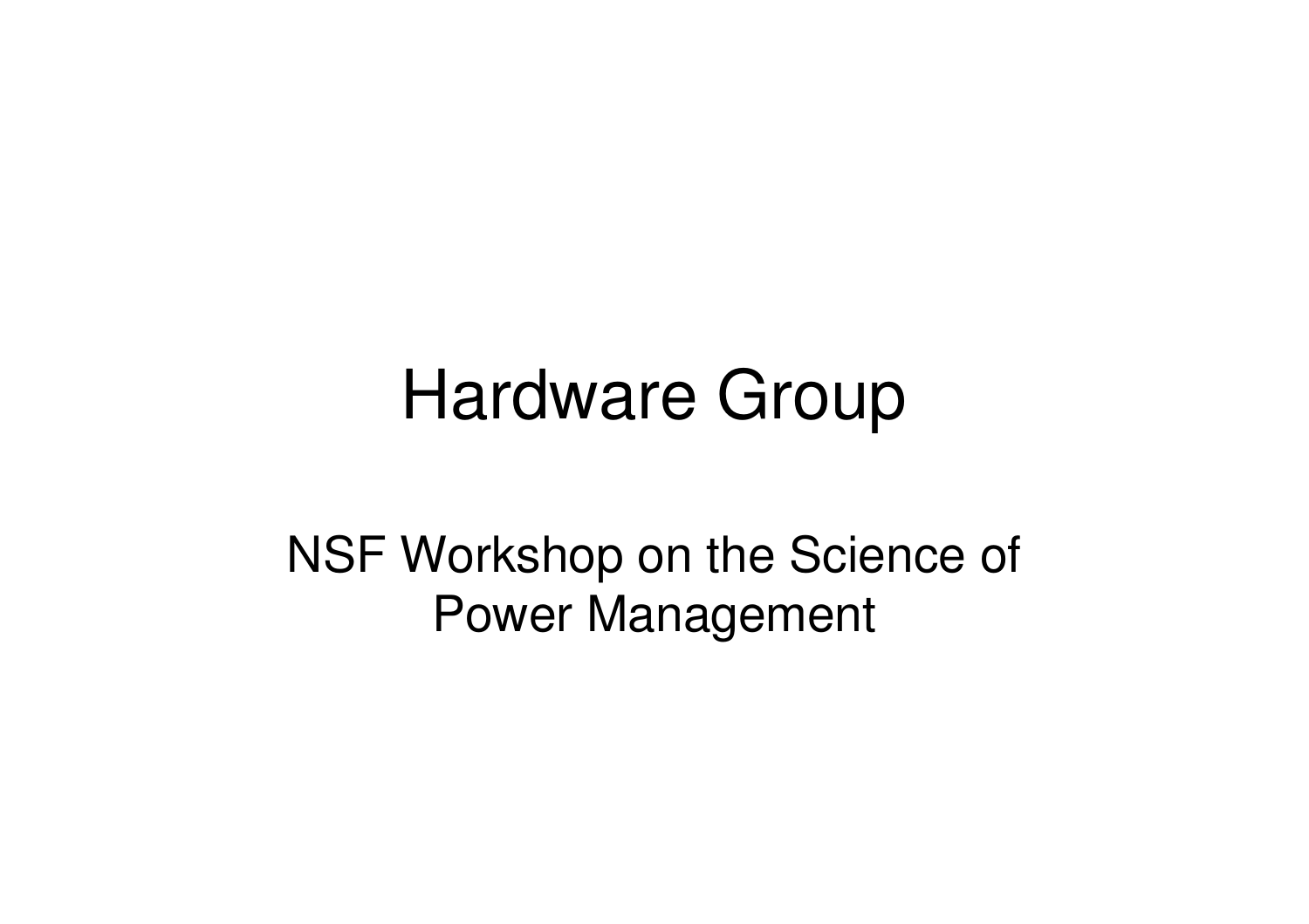# Hardware Group

NSF Workshop on the Science of Power Management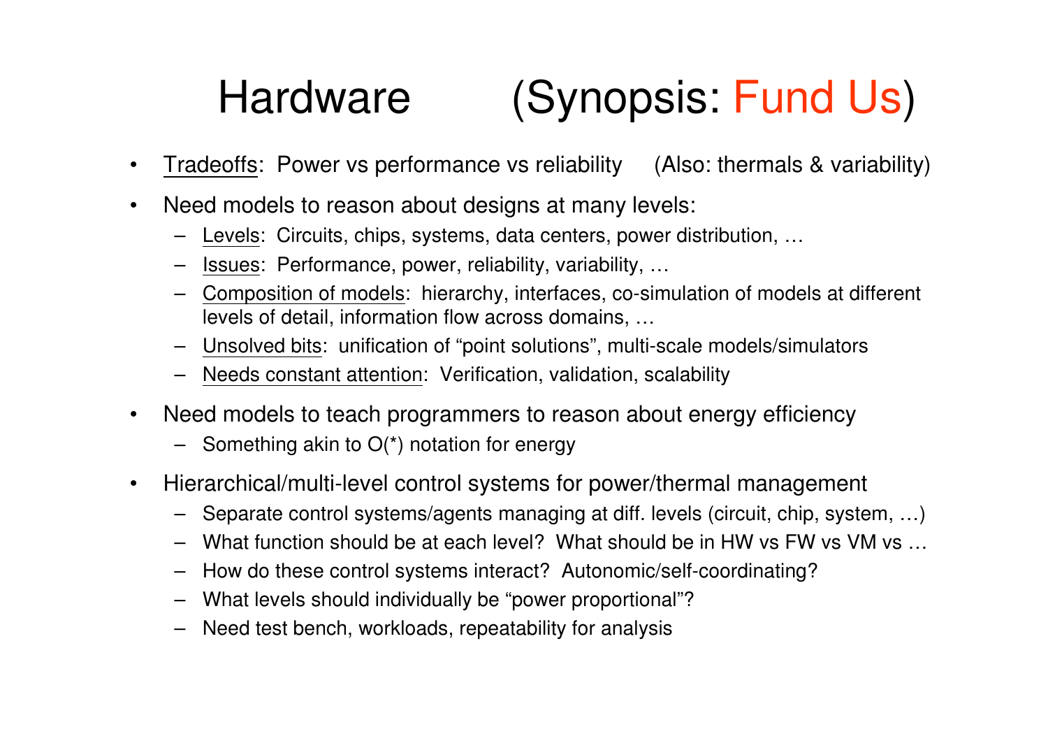# Hardware (Synopsis: Fund Us)

- <u>Tradeoffs</u>: Power vs performance vs reliability (Also: thermals & variability)
- Need models to reason about designs at many levels:
  - <u>Levels</u>: Circuits, chips, systems, data centers, power distribution, …
  - <u>Issues</u>: Performance, power, reliability, variability, …
  - <u>Composition of models</u>: hierarchy, interfaces, co-simulation of models at different levels of detail, information flow across domains, …
  - <u>Unsolved bits</u>: unification of "point solutions", multi-scale models/simulators
  - <u>Needs constant attention</u>: Verification, validation, scalability
- Need models to teach programmers to reason about energy efficiency
  - Something akin to O(*) notation for energy
- Hierarchical/multi-level control systems for power/thermal management
  - Separate control systems/agents managing at diff. levels (circuit, chip, system, …)
  - What function should be at each level? What should be in HW vs FW vs VM vs …
  - How do these control systems interact? Autonomic/self-coordinating?
  - What levels should individually be "power proportional"?
  - Need test bench, workloads, repeatability for analysis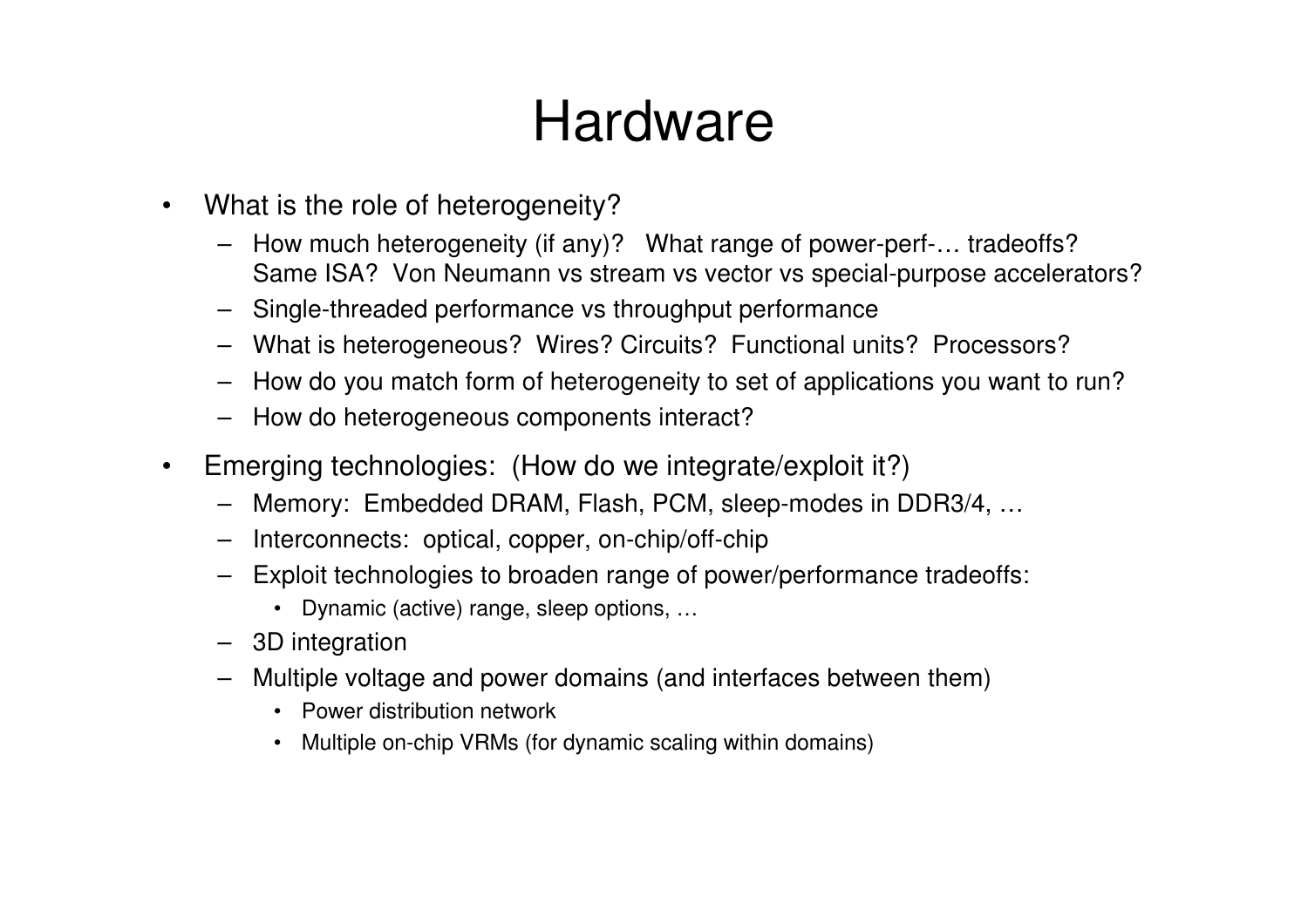# Hardware

- What is the role of heterogeneity?
  - How much heterogeneity (if any)? What range of power-perf-… tradeoffs? Same ISA? Von Neumann vs stream vs vector vs special-purpose accelerators?
  - Single-threaded performance vs throughput performance
  - What is heterogeneous? Wires? Circuits? Functional units? Processors?
  - How do you match form of heterogeneity to set of applications you want to run?
  - How do heterogeneous components interact?
- Emerging technologies: (How do we integrate/exploit it?)
  - Memory: Embedded DRAM, Flash, PCM, sleep-modes in DDR3/4, …
  - Interconnects: optical, copper, on-chip/off-chip
  - Exploit technologies to broaden range of power/performance tradeoffs:
    - Dynamic (active) range, sleep options, …
  - 3D integration
  - Multiple voltage and power domains (and interfaces between them)
    - Power distribution network
    - Multiple on-chip VRMs (for dynamic scaling within domains)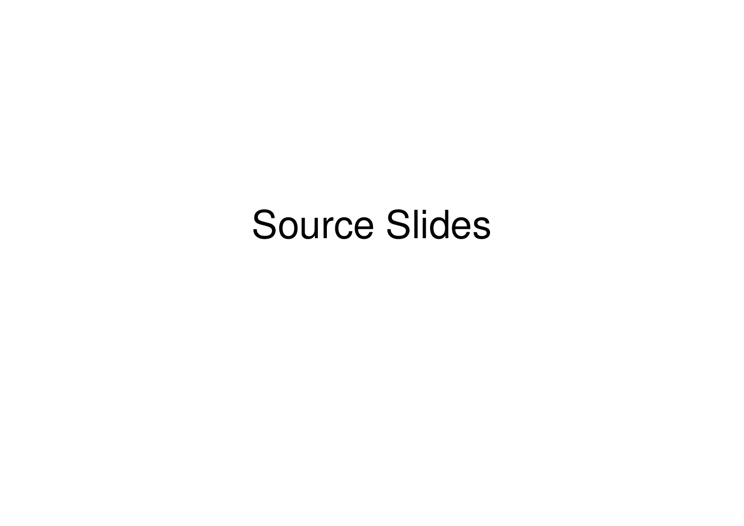# Source Slides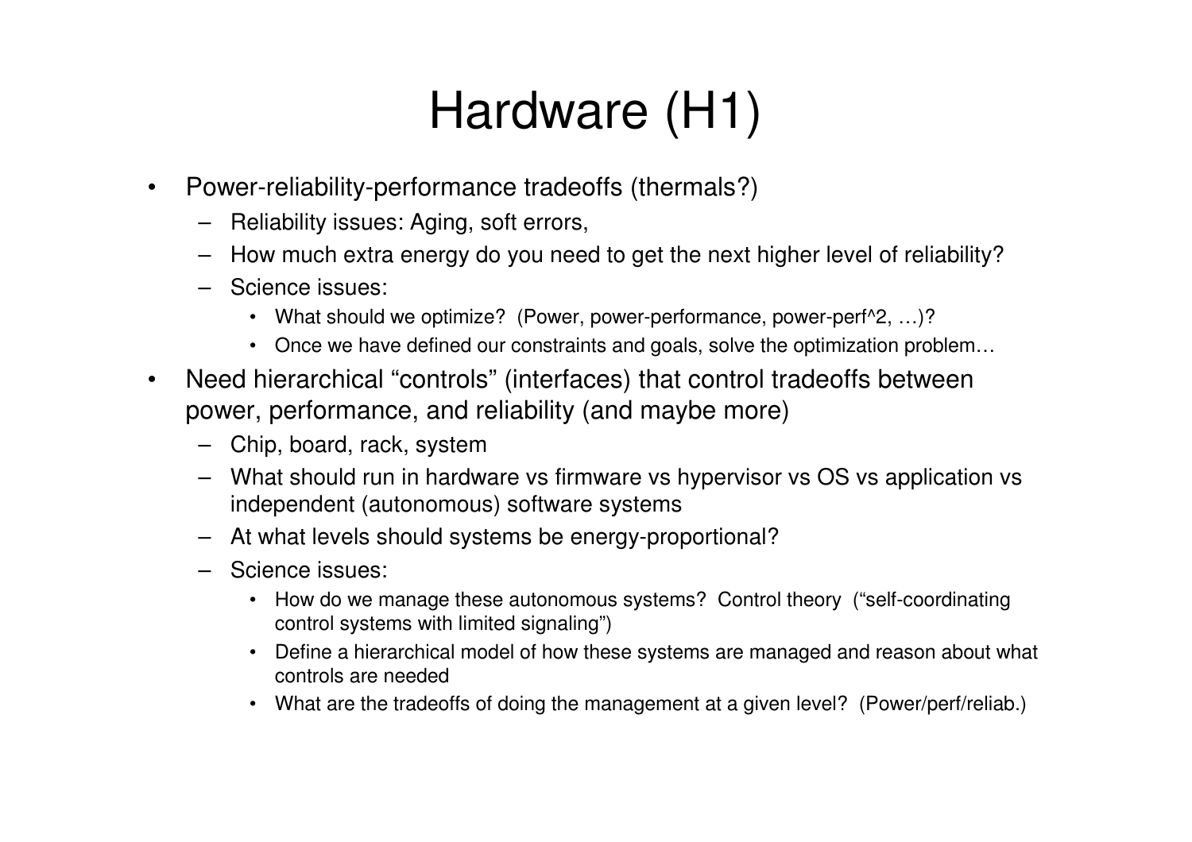# Hardware (H1)

- Power-reliability-performance tradeoffs (thermals?)
  - Reliability issues: Aging, soft errors,
  - How much extra energy do you need to get the next higher level of reliability?
  - Science issues:
    - What should we optimize? (Power, power-performance, power-perf^2, …)?
    - Once we have defined our constraints and goals, solve the optimization problem…
- Need hierarchical "controls" (interfaces) that control tradeoffs between power, performance, and reliability (and maybe more)
  - Chip, board, rack, system
  - What should run in hardware vs firmware vs hypervisor vs OS vs application vs independent (autonomous) software systems
  - At what levels should systems be energy-proportional?
  - Science issues:
    - How do we manage these autonomous systems? Control theory ("self-coordinating control systems with limited signaling")
    - Define a hierarchical model of how these systems are managed and reason about what controls are needed
    - What are the tradeoffs of doing the management at a given level? (Power/perf/reliab.)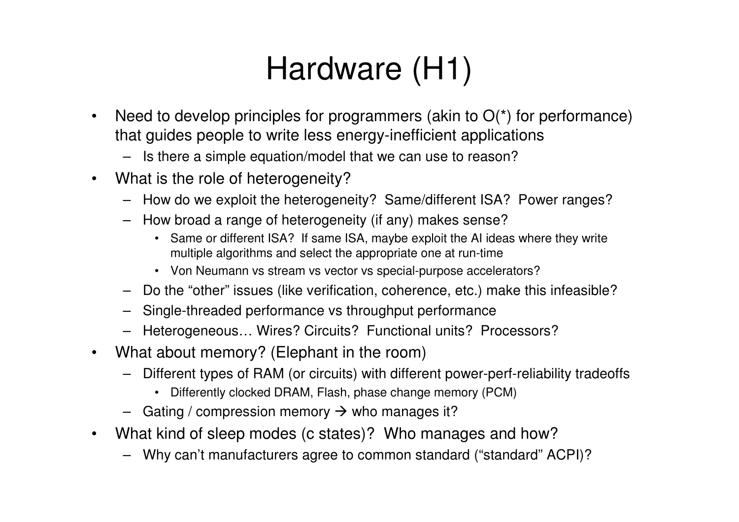# Hardware (H1)

- Need to develop principles for programmers (akin to O(*) for performance) that guides people to write less energy-inefficient applications
  - Is there a simple equation/model that we can use to reason?
- What is the role of heterogeneity?
  - How do we exploit the heterogeneity? Same/different ISA? Power ranges?
  - How broad a range of heterogeneity (if any) makes sense?
    - Same or different ISA? If same ISA, maybe exploit the AI ideas where they write multiple algorithms and select the appropriate one at run-time
    - Von Neumann vs stream vs vector vs special-purpose accelerators?
  - Do the "other" issues (like verification, coherence, etc.) make this infeasible?
  - Single-threaded performance vs throughput performance
  - Heterogeneous… Wires? Circuits? Functional units? Processors?
- What about memory? (Elephant in the room)
  - Different types of RAM (or circuits) with different power-perf-reliability tradeoffs
    - Differently clocked DRAM, Flash, phase change memory (PCM)
  - Gating / compression memory → who manages it?
- What kind of sleep modes (c states)? Who manages and how?
  - Why can't manufacturers agree to common standard ("standard" ACPI)?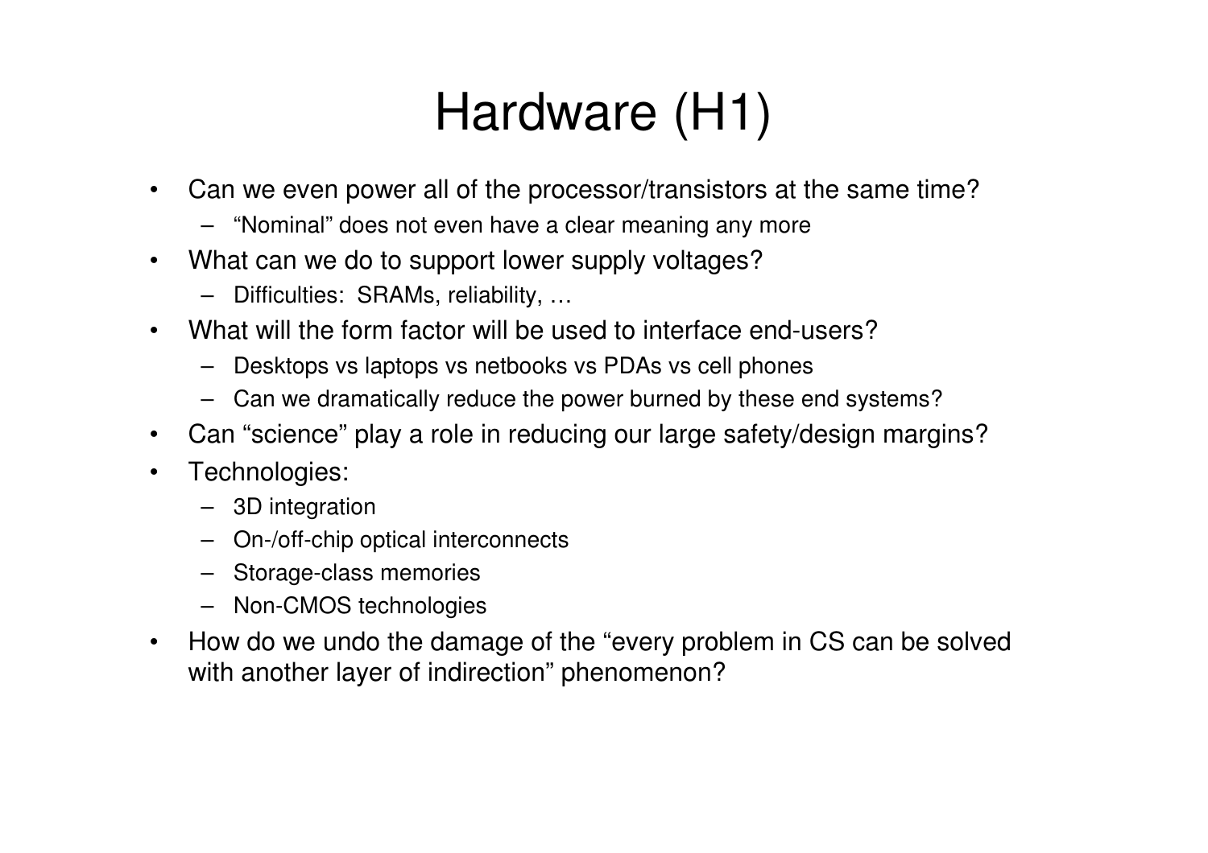# Hardware (H1)

- Can we even power all of the processor/transistors at the same time?
  - "Nominal" does not even have a clear meaning any more
- What can we do to support lower supply voltages?
  - Difficulties: SRAMs, reliability, …
- What will the form factor will be used to interface end-users?
  - Desktops vs laptops vs netbooks vs PDAs vs cell phones
  - Can we dramatically reduce the power burned by these end systems?
- Can "science" play a role in reducing our large safety/design margins?
- Technologies:
  - 3D integration
  - On-/off-chip optical interconnects
  - Storage-class memories
  - Non-CMOS technologies
- How do we undo the damage of the "every problem in CS can be solved with another layer of indirection" phenomenon?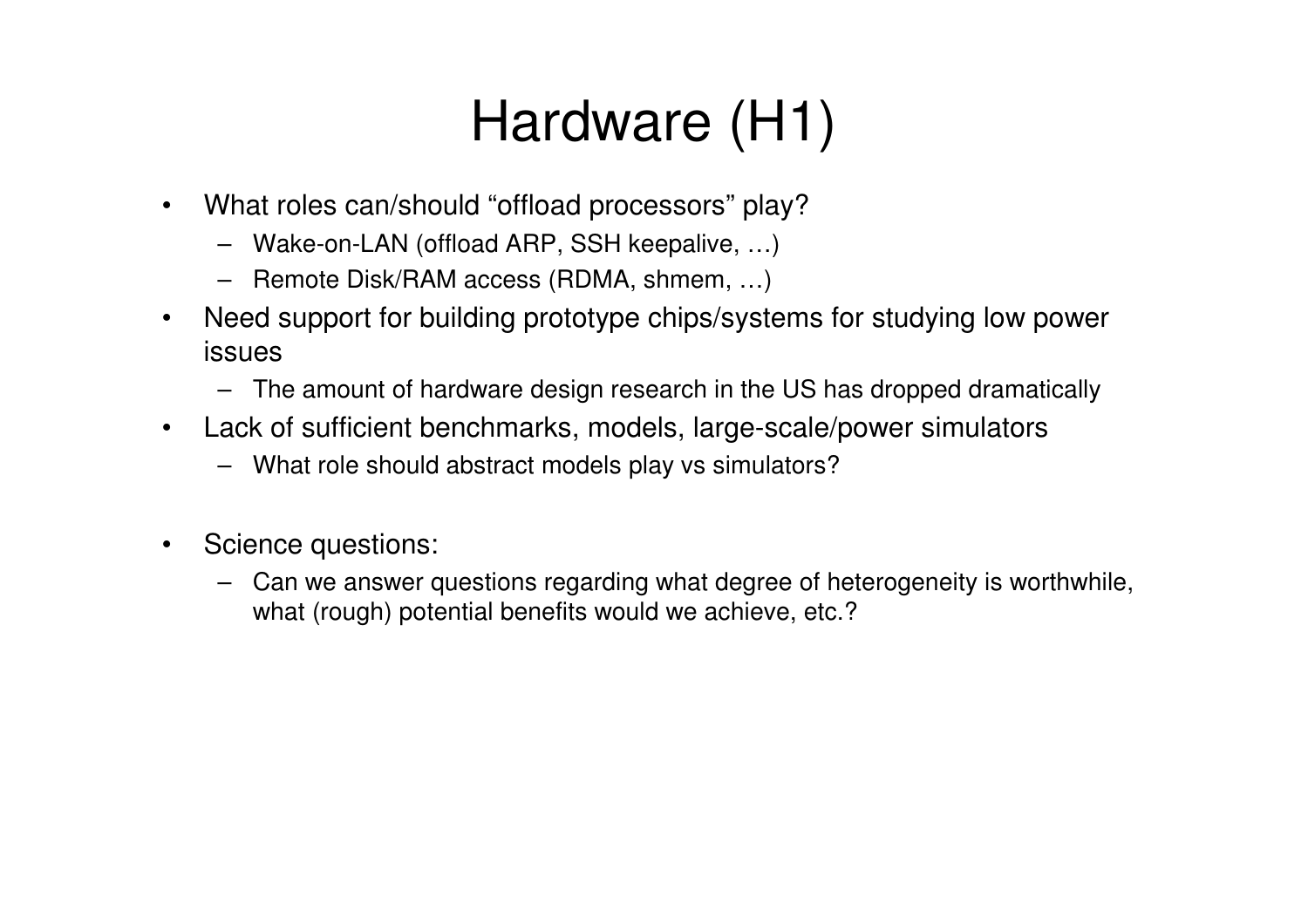# Hardware (H1)

- What roles can/should "offload processors" play?
  - Wake-on-LAN (offload ARP, SSH keepalive, …)
  - Remote Disk/RAM access (RDMA, shmem, …)
- Need support for building prototype chips/systems for studying low power issues
  - The amount of hardware design research in the US has dropped dramatically
- Lack of sufficient benchmarks, models, large-scale/power simulators
  - What role should abstract models play vs simulators?
- Science questions:
  - Can we answer questions regarding what degree of heterogeneity is worthwhile, what (rough) potential benefits would we achieve, etc.?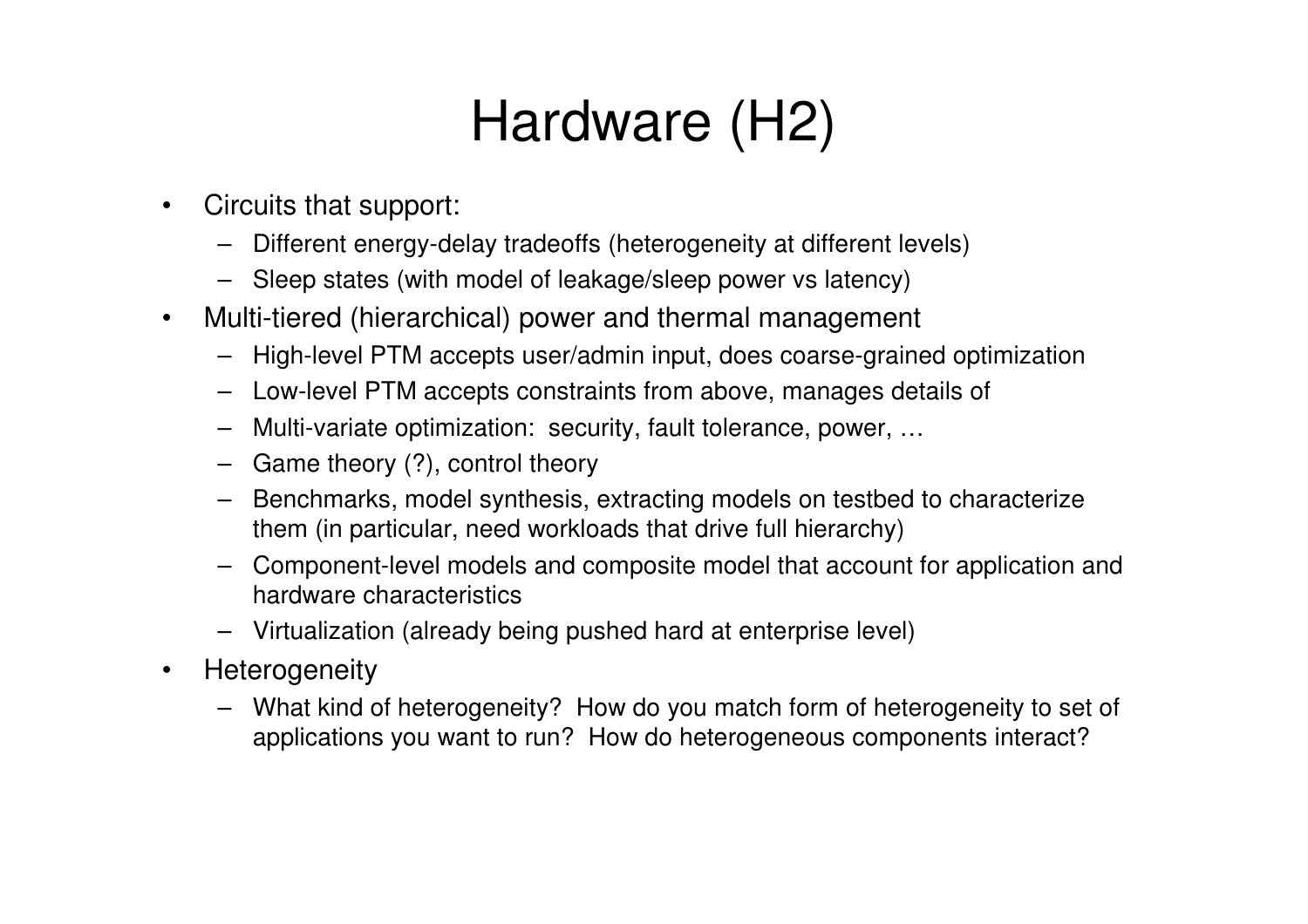# Hardware (H2)

- Circuits that support:
  - Different energy-delay tradeoffs (heterogeneity at different levels)
  - Sleep states (with model of leakage/sleep power vs latency)
- Multi-tiered (hierarchical) power and thermal management
  - High-level PTM accepts user/admin input, does coarse-grained optimization
  - Low-level PTM accepts constraints from above, manages details of
  - Multi-variate optimization: security, fault tolerance, power, …
  - Game theory (?), control theory
  - Benchmarks, model synthesis, extracting models on testbed to characterize them (in particular, need workloads that drive full hierarchy)
  - Component-level models and composite model that account for application and hardware characteristics
  - Virtualization (already being pushed hard at enterprise level)
- Heterogeneity
  - What kind of heterogeneity? How do you match form of heterogeneity to set of applications you want to run? How do heterogeneous components interact?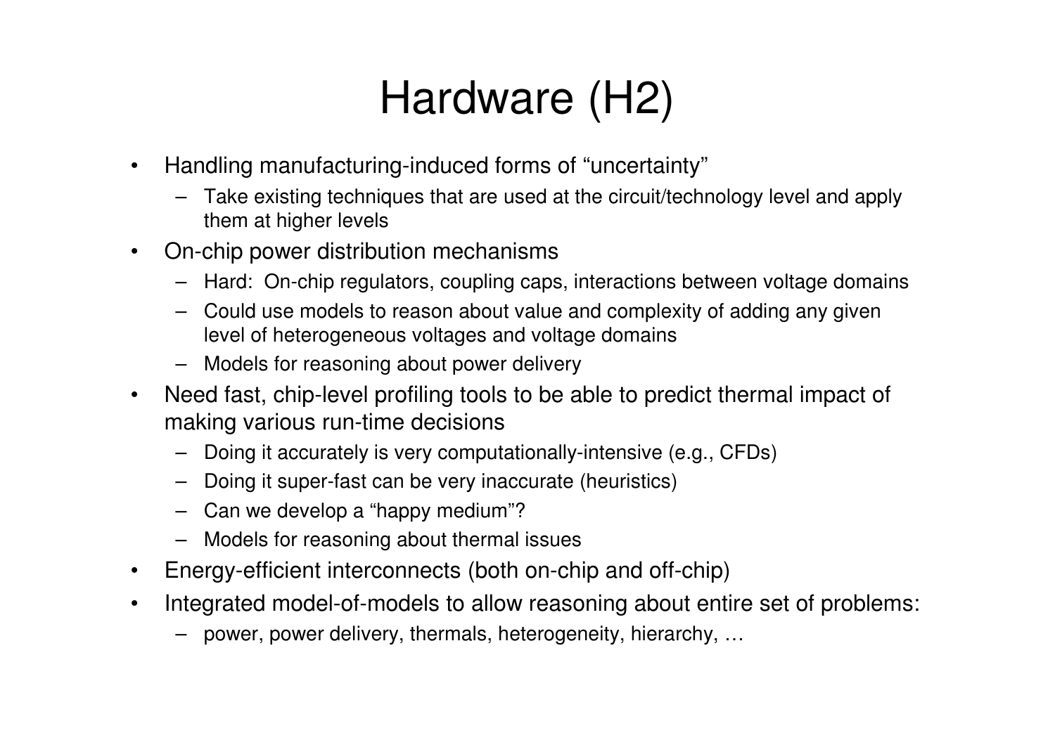# Hardware (H2)

- Handling manufacturing-induced forms of "uncertainty"
  - Take existing techniques that are used at the circuit/technology level and apply them at higher levels
- On-chip power distribution mechanisms
  - Hard: On-chip regulators, coupling caps, interactions between voltage domains
  - Could use models to reason about value and complexity of adding any given level of heterogeneous voltages and voltage domains
  - Models for reasoning about power delivery
- Need fast, chip-level profiling tools to be able to predict thermal impact of making various run-time decisions
  - Doing it accurately is very computationally-intensive (e.g., CFDs)
  - Doing it super-fast can be very inaccurate (heuristics)
  - Can we develop a "happy medium"?
  - Models for reasoning about thermal issues
- Energy-efficient interconnects (both on-chip and off-chip)
- Integrated model-of-models to allow reasoning about entire set of problems:
  - power, power delivery, thermals, heterogeneity, hierarchy, …